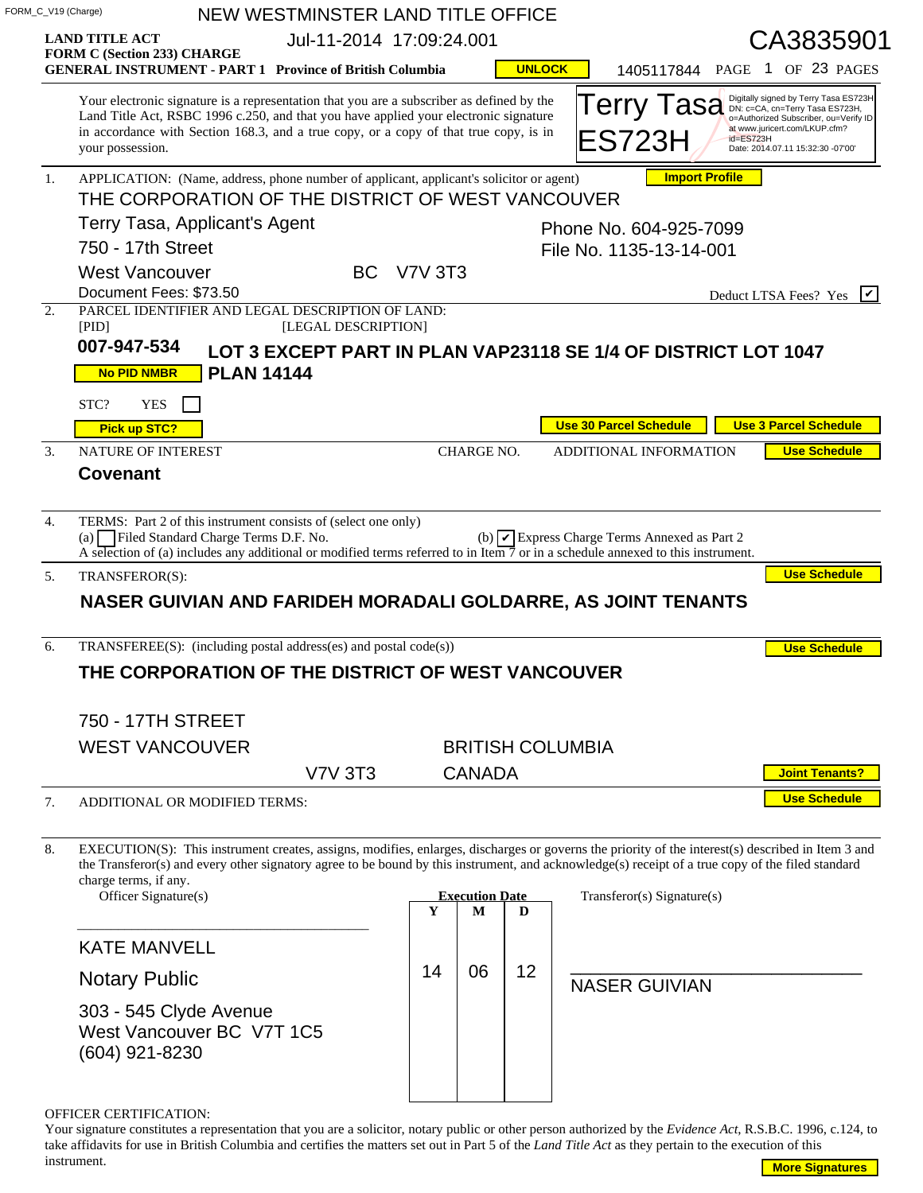FORM_C_V19 (Charge)

NEW WESTMINSTER LAND TITLE OFFICE

**LAND TITLE ACT**
**FORM C (Section 233) CHARGE**
**GENERAL INSTRUMENT - PART 1 Province of British Columbia**

Jul-11-2014 17:09:24.001

CA3835901

1405117844 PAGE 1 OF 23 PAGES

Your electronic signature is a representation that you are a subscriber as defined by the Land Title Act, RSBC 1996 c.250, and that you have applied your electronic signature in accordance with Section 168.3, and a true copy, or a copy of that true copy, is in your possession.

Terry Tasa ES723H — Digitally signed by Terry Tasa ES723H DN: c=CA, cn=Terry Tasa ES723H, o=Authorized Subscriber, ou=Verify ID at www.juricert.com/LKUP.cfm?id=ES723H Date: 2014.07.11 15:32:30 -07'00'

1. APPLICATION: (Name, address, phone number of applicant, applicant's solicitor or agent)

THE CORPORATION OF THE DISTRICT OF WEST VANCOUVER
Terry Tasa, Applicant's Agent
750 - 17th Street
West Vancouver BC V7V 3T3
Document Fees: $73.50

Phone No. 604-925-7099
File No. 1135-13-14-001

Deduct LTSA Fees? Yes ☑

2. PARCEL IDENTIFIER AND LEGAL DESCRIPTION OF LAND:

[PID] [LEGAL DESCRIPTION]

**007-947-534** **LOT 3 EXCEPT PART IN PLAN VAP23118 SE 1/4 OF DISTRICT LOT 1047 PLAN 14144**

STC? YES ☐

3. NATURE OF INTEREST | CHARGE NO. | ADDITIONAL INFORMATION

**Covenant**

4. TERMS: Part 2 of this instrument consists of (select one only)

(a) ☐ Filed Standard Charge Terms D.F. No.
(b) ☑ Express Charge Terms Annexed as Part 2

A selection of (a) includes any additional or modified terms referred to in Item 7 or in a schedule annexed to this instrument.

5. TRANSFEROR(S):

**NASER GUIVIAN AND FARIDEH MORADALI GOLDARRE, AS JOINT TENANTS**

6. TRANSFEREE(S): (including postal address(es) and postal code(s))

**THE CORPORATION OF THE DISTRICT OF WEST VANCOUVER**

750 - 17TH STREET
WEST VANCOUVER BRITISH COLUMBIA
V7V 3T3 CANADA

7. ADDITIONAL OR MODIFIED TERMS:

8. EXECUTION(S): This instrument creates, assigns, modifies, enlarges, discharges or governs the priority of the interest(s) described in Item 3 and the Transferor(s) and every other signatory agree to be bound by this instrument, and acknowledge(s) receipt of a true copy of the filed standard charge terms, if any.

| Officer Signature(s) | Execution Date Y | M | D | Transferor(s) Signature(s) |
|---|---|---|---|---|
| KATE MANVELL<br>Notary Public<br>303 - 545 Clyde Avenue<br>West Vancouver BC V7T 1C5<br>(604) 921-8230 | 14 | 06 | 12 | NASER GUIVIAN |

OFFICER CERTIFICATION:
Your signature constitutes a representation that you are a solicitor, notary public or other person authorized by the *Evidence Act*, R.S.B.C. 1996, c.124, to take affidavits for use in British Columbia and certifies the matters set out in Part 5 of the *Land Title Act* as they pertain to the execution of this instrument.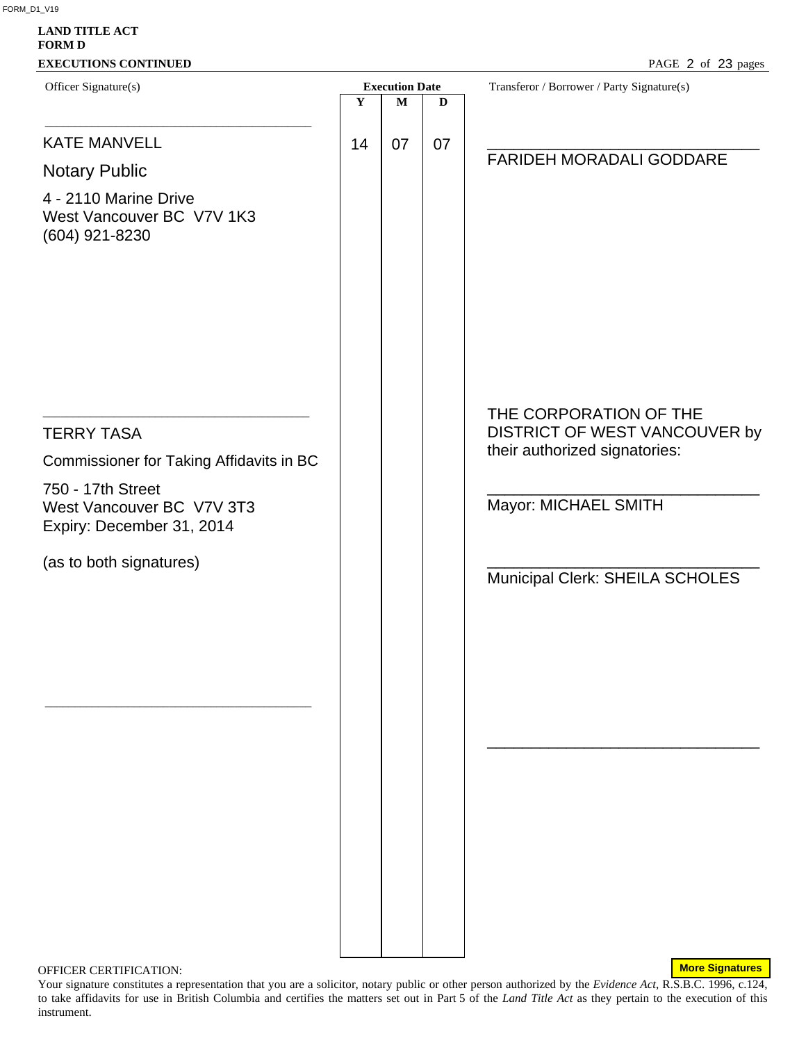FORM_D1_V19

**LAND TITLE ACT**
**FORM D**
**EXECUTIONS CONTINUED**

| Officer Signature(s) | Execution Date | | | Transferor / Borrower / Party Signature(s) |
|---|---|---|---|---|
| | Y | M | D | |
| KATE MANVELL<br>Notary Public<br>4 - 2110 Marine Drive<br>West Vancouver BC V7V 1K3<br>(604) 921-8230 | 14 | 07 | 07 | FARIDEH MORADALI GODDARE |
| TERRY TASA<br>Commissioner for Taking Affidavits in BC<br>750 - 17th Street<br>West Vancouver BC V7V 3T3<br>Expiry: December 31, 2014<br>(as to both signatures) | | | | THE CORPORATION OF THE DISTRICT OF WEST VANCOUVER by their authorized signatories:<br>Mayor: MICHAEL SMITH<br>Municipal Clerk: SHEILA SCHOLES |
| | | | | |

OFFICER CERTIFICATION:
Your signature constitutes a representation that you are a solicitor, notary public or other person authorized by the *Evidence Act*, R.S.B.C. 1996, c.124, to take affidavits for use in British Columbia and certifies the matters set out in Part 5 of the *Land Title Act* as they pertain to the execution of this instrument.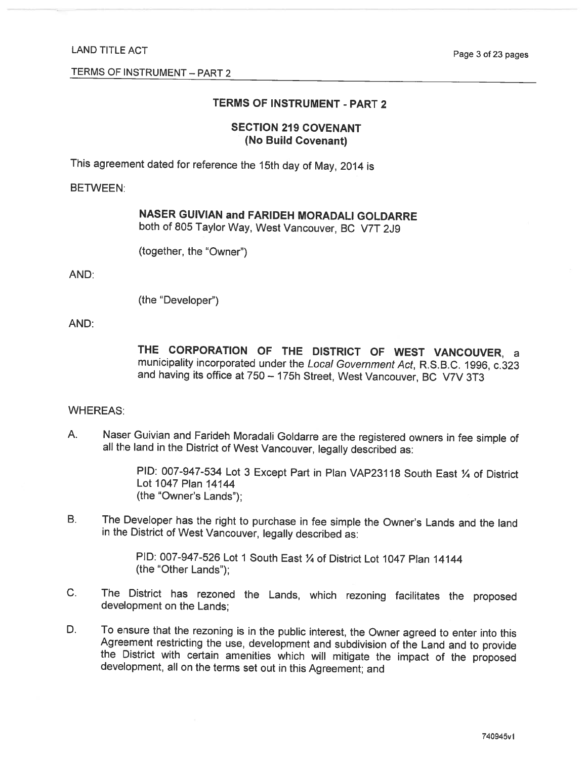## TERMS OF INSTRUMENT - PART 2

### SECTION 219 COVENANT
### (No Build Covenant)

This agreement dated for reference the 15th day of May, 2014 is

BETWEEN:

> **NASER GUIVIAN and FARIDEH MORADALI GOLDARRE**
> both of 805 Taylor Way, West Vancouver, BC V7T 2J9
>
> (together, the "Owner")

AND:

> (the "Developer")

AND:

> **THE CORPORATION OF THE DISTRICT OF WEST VANCOUVER**, a municipality incorporated under the *Local Government Act*, R.S.B.C. 1996, c.323 and having its office at 750 – 175h Street, West Vancouver, BC V7V 3T3

WHEREAS:

A. Naser Guivian and Farideh Moradali Goldarre are the registered owners in fee simple of all the land in the District of West Vancouver, legally described as:

> PID: 007-947-534 Lot 3 Except Part in Plan VAP23118 South East ¼ of District Lot 1047 Plan 14144
> (the "Owner's Lands");

B. The Developer has the right to purchase in fee simple the Owner's Lands and the land in the District of West Vancouver, legally described as:

> PID: 007-947-526 Lot 1 South East ¼ of District Lot 1047 Plan 14144
> (the "Other Lands");

C. The District has rezoned the Lands, which rezoning facilitates the proposed development on the Lands;

D. To ensure that the rezoning is in the public interest, the Owner agreed to enter into this Agreement restricting the use, development and subdivision of the Land and to provide the District with certain amenities which will mitigate the impact of the proposed development, all on the terms set out in this Agreement; and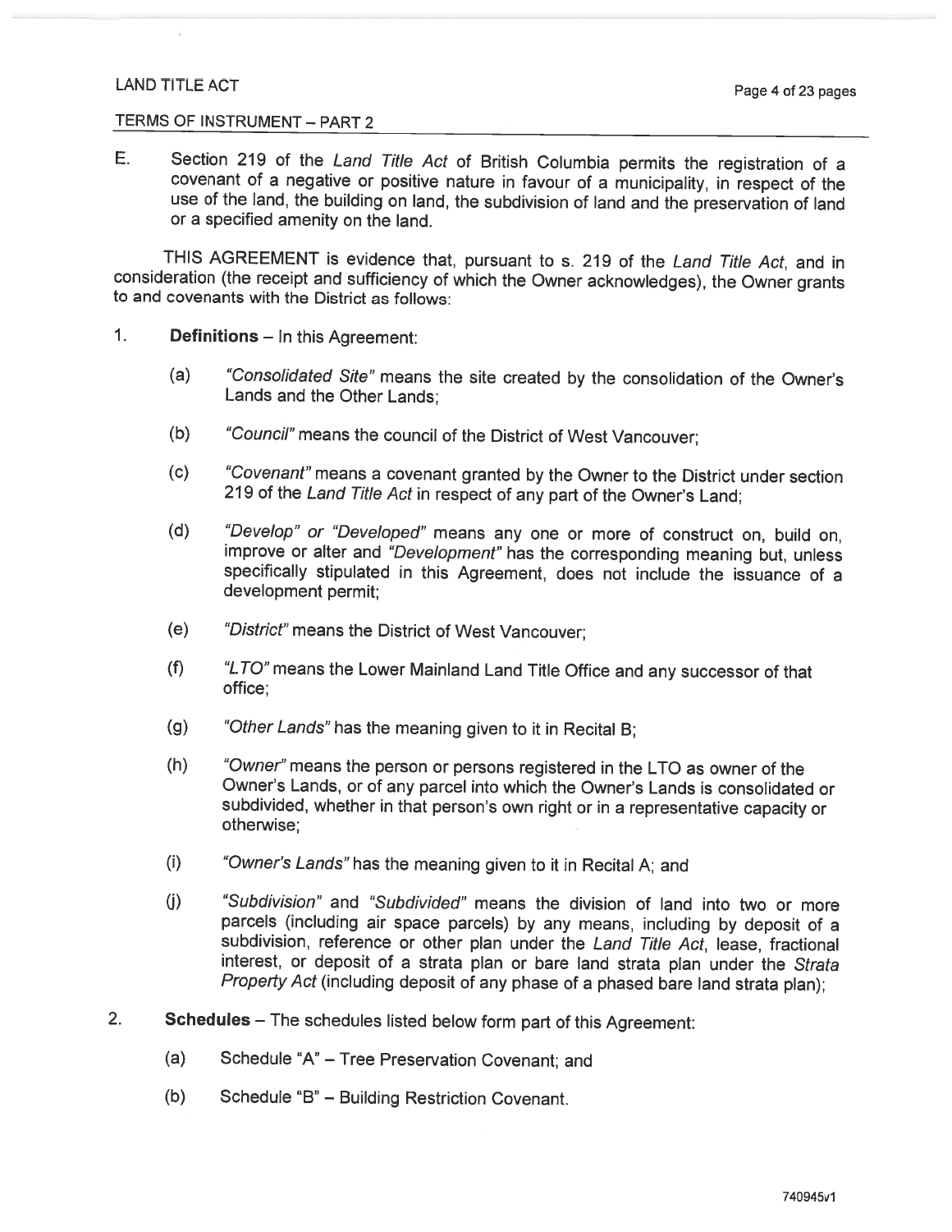E. Section 219 of the *Land Title Act* of British Columbia permits the registration of a covenant of a negative or positive nature in favour of a municipality, in respect of the use of the land, the building on land, the subdivision of land and the preservation of land or a specified amenity on the land.

THIS AGREEMENT is evidence that, pursuant to s. 219 of the *Land Title Act*, and in consideration (the receipt and sufficiency of which the Owner acknowledges), the Owner grants to and covenants with the District as follows:

1. **Definitions** – In this Agreement:

   (a) *"Consolidated Site"* means the site created by the consolidation of the Owner's Lands and the Other Lands;

   (b) *"Council"* means the council of the District of West Vancouver;

   (c) *"Covenant"* means a covenant granted by the Owner to the District under section 219 of the *Land Title Act* in respect of any part of the Owner's Land;

   (d) *"Develop" or "Developed"* means any one or more of construct on, build on, improve or alter and *"Development"* has the corresponding meaning but, unless specifically stipulated in this Agreement, does not include the issuance of a development permit;

   (e) *"District"* means the District of West Vancouver;

   (f) *"LTO"* means the Lower Mainland Land Title Office and any successor of that office;

   (g) *"Other Lands"* has the meaning given to it in Recital B;

   (h) *"Owner"* means the person or persons registered in the LTO as owner of the Owner's Lands, or of any parcel into which the Owner's Lands is consolidated or subdivided, whether in that person's own right or in a representative capacity or otherwise;

   (i) *"Owner's Lands"* has the meaning given to it in Recital A; and

   (j) *"Subdivision"* and *"Subdivided"* means the division of land into two or more parcels (including air space parcels) by any means, including by deposit of a subdivision, reference or other plan under the *Land Title Act*, lease, fractional interest, or deposit of a strata plan or bare land strata plan under the *Strata Property Act* (including deposit of any phase of a phased bare land strata plan);

2. **Schedules** – The schedules listed below form part of this Agreement:

   (a) Schedule "A" – Tree Preservation Covenant; and

   (b) Schedule "B" – Building Restriction Covenant.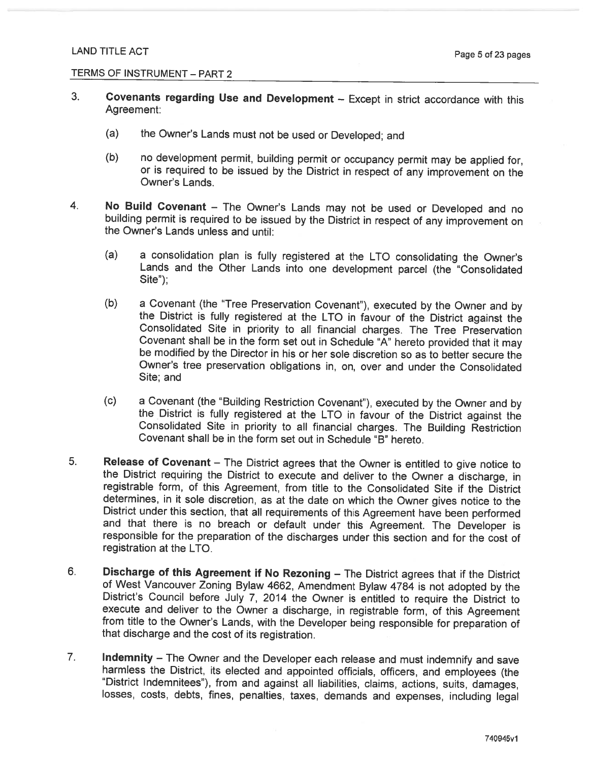3. **Covenants regarding Use and Development** – Except in strict accordance with this Agreement:

   (a) the Owner's Lands must not be used or Developed; and

   (b) no development permit, building permit or occupancy permit may be applied for, or is required to be issued by the District in respect of any improvement on the Owner's Lands.

4. **No Build Covenant** – The Owner's Lands may not be used or Developed and no building permit is required to be issued by the District in respect of any improvement on the Owner's Lands unless and until:

   (a) a consolidation plan is fully registered at the LTO consolidating the Owner's Lands and the Other Lands into one development parcel (the "Consolidated Site");

   (b) a Covenant (the "Tree Preservation Covenant"), executed by the Owner and by the District is fully registered at the LTO in favour of the District against the Consolidated Site in priority to all financial charges. The Tree Preservation Covenant shall be in the form set out in Schedule "A" hereto provided that it may be modified by the Director in his or her sole discretion so as to better secure the Owner's tree preservation obligations in, on, over and under the Consolidated Site; and

   (c) a Covenant (the "Building Restriction Covenant"), executed by the Owner and by the District is fully registered at the LTO in favour of the District against the Consolidated Site in priority to all financial charges. The Building Restriction Covenant shall be in the form set out in Schedule "B" hereto.

5. **Release of Covenant** – The District agrees that the Owner is entitled to give notice to the District requiring the District to execute and deliver to the Owner a discharge, in registrable form, of this Agreement, from title to the Consolidated Site if the District determines, in it sole discretion, as at the date on which the Owner gives notice to the District under this section, that all requirements of this Agreement have been performed and that there is no breach or default under this Agreement. The Developer is responsible for the preparation of the discharges under this section and for the cost of registration at the LTO.

6. **Discharge of this Agreement if No Rezoning** – The District agrees that if the District of West Vancouver Zoning Bylaw 4662, Amendment Bylaw 4784 is not adopted by the District's Council before July 7, 2014 the Owner is entitled to require the District to execute and deliver to the Owner a discharge, in registrable form, of this Agreement from title to the Owner's Lands, with the Developer being responsible for preparation of that discharge and the cost of its registration.

7. **Indemnity** – The Owner and the Developer each release and must indemnify and save harmless the District, its elected and appointed officials, officers, and employees (the "District Indemnitees"), from and against all liabilities, claims, actions, suits, damages, losses, costs, debts, fines, penalties, taxes, demands and expenses, including legal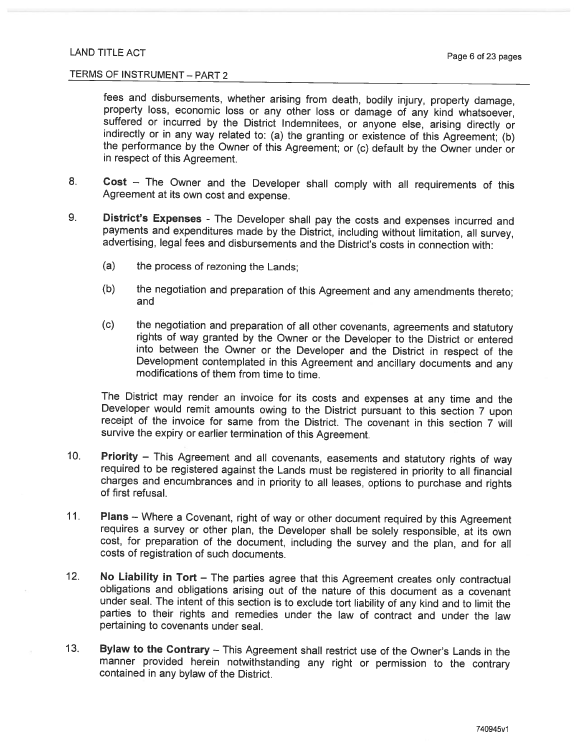fees and disbursements, whether arising from death, bodily injury, property damage, property loss, economic loss or any other loss or damage of any kind whatsoever, suffered or incurred by the District Indemnitees, or anyone else, arising directly or indirectly or in any way related to: (a) the granting or existence of this Agreement; (b) the performance by the Owner of this Agreement; or (c) default by the Owner under or in respect of this Agreement.

8. **Cost** – The Owner and the Developer shall comply with all requirements of this Agreement at its own cost and expense.

9. **District's Expenses** - The Developer shall pay the costs and expenses incurred and payments and expenditures made by the District, including without limitation, all survey, advertising, legal fees and disbursements and the District's costs in connection with:

   (a) the process of rezoning the Lands;

   (b) the negotiation and preparation of this Agreement and any amendments thereto; and

   (c) the negotiation and preparation of all other covenants, agreements and statutory rights of way granted by the Owner or the Developer to the District or entered into between the Owner or the Developer and the District in respect of the Development contemplated in this Agreement and ancillary documents and any modifications of them from time to time.

   The District may render an invoice for its costs and expenses at any time and the Developer would remit amounts owing to the District pursuant to this section 7 upon receipt of the invoice for same from the District. The covenant in this section 7 will survive the expiry or earlier termination of this Agreement.

10. **Priority** – This Agreement and all covenants, easements and statutory rights of way required to be registered against the Lands must be registered in priority to all financial charges and encumbrances and in priority to all leases, options to purchase and rights of first refusal.

11. **Plans** – Where a Covenant, right of way or other document required by this Agreement requires a survey or other plan, the Developer shall be solely responsible, at its own cost, for preparation of the document, including the survey and the plan, and for all costs of registration of such documents.

12. **No Liability in Tort** – The parties agree that this Agreement creates only contractual obligations and obligations arising out of the nature of this document as a covenant under seal. The intent of this section is to exclude tort liability of any kind and to limit the parties to their rights and remedies under the law of contract and under the law pertaining to covenants under seal.

13. **Bylaw to the Contrary** – This Agreement shall restrict use of the Owner's Lands in the manner provided herein notwithstanding any right or permission to the contrary contained in any bylaw of the District.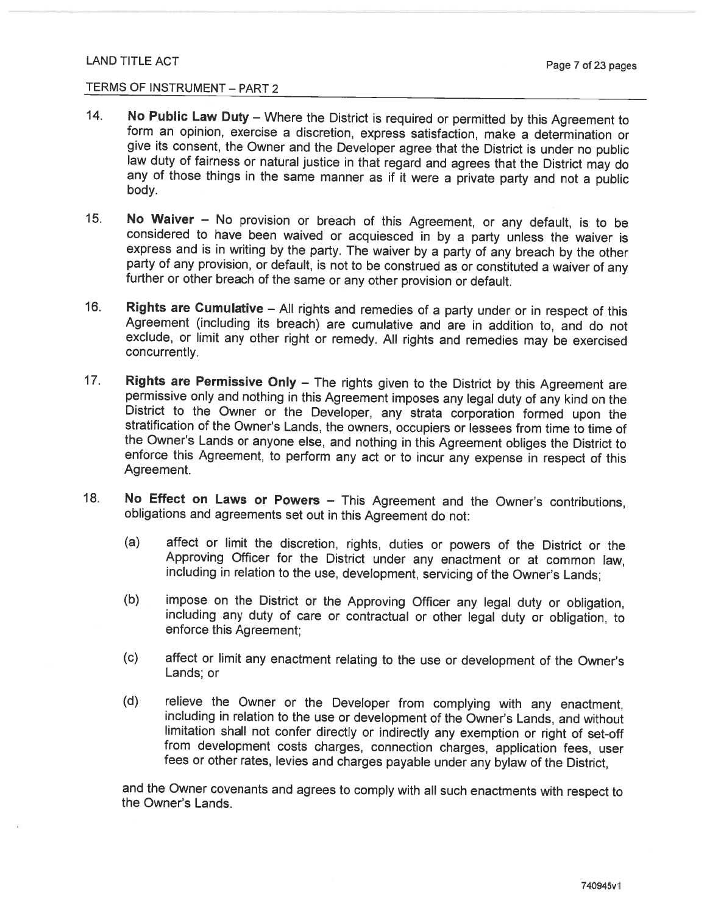14. **No Public Law Duty** – Where the District is required or permitted by this Agreement to form an opinion, exercise a discretion, express satisfaction, make a determination or give its consent, the Owner and the Developer agree that the District is under no public law duty of fairness or natural justice in that regard and agrees that the District may do any of those things in the same manner as if it were a private party and not a public body.

15. **No Waiver** – No provision or breach of this Agreement, or any default, is to be considered to have been waived or acquiesced in by a party unless the waiver is express and is in writing by the party. The waiver by a party of any breach by the other party of any provision, or default, is not to be construed as or constituted a waiver of any further or other breach of the same or any other provision or default.

16. **Rights are Cumulative** – All rights and remedies of a party under or in respect of this Agreement (including its breach) are cumulative and are in addition to, and do not exclude, or limit any other right or remedy. All rights and remedies may be exercised concurrently.

17. **Rights are Permissive Only** – The rights given to the District by this Agreement are permissive only and nothing in this Agreement imposes any legal duty of any kind on the District to the Owner or the Developer, any strata corporation formed upon the stratification of the Owner's Lands, the owners, occupiers or lessees from time to time of the Owner's Lands or anyone else, and nothing in this Agreement obliges the District to enforce this Agreement, to perform any act or to incur any expense in respect of this Agreement.

18. **No Effect on Laws or Powers** – This Agreement and the Owner's contributions, obligations and agreements set out in this Agreement do not:

    (a) affect or limit the discretion, rights, duties or powers of the District or the Approving Officer for the District under any enactment or at common law, including in relation to the use, development, servicing of the Owner's Lands;

    (b) impose on the District or the Approving Officer any legal duty or obligation, including any duty of care or contractual or other legal duty or obligation, to enforce this Agreement;

    (c) affect or limit any enactment relating to the use or development of the Owner's Lands; or

    (d) relieve the Owner or the Developer from complying with any enactment, including in relation to the use or development of the Owner's Lands, and without limitation shall not confer directly or indirectly any exemption or right of set-off from development costs charges, connection charges, application fees, user fees or other rates, levies and charges payable under any bylaw of the District,

    and the Owner covenants and agrees to comply with all such enactments with respect to the Owner's Lands.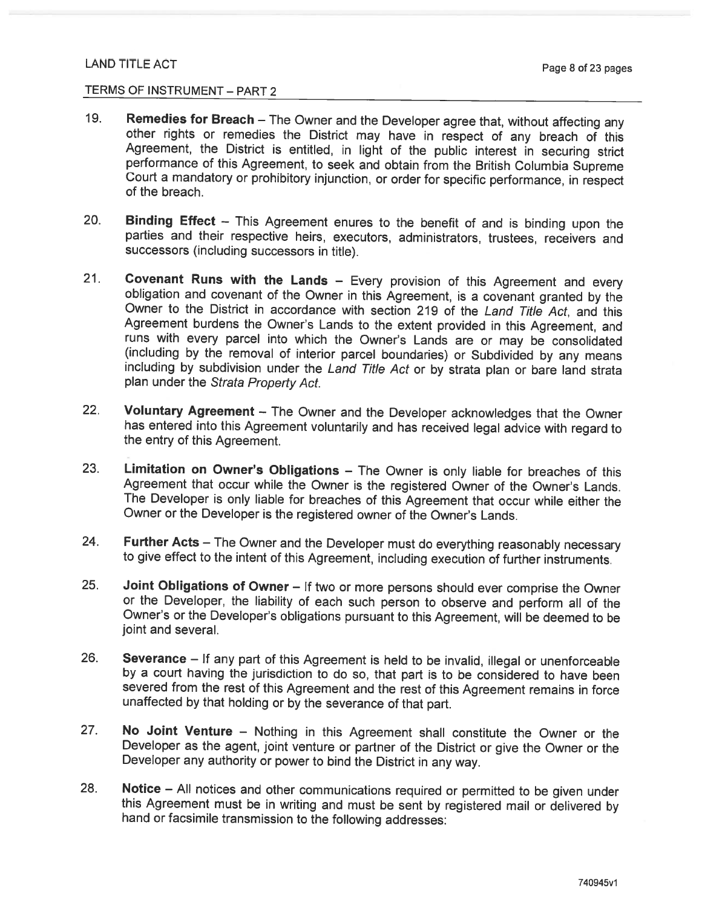LAND TITLE ACT

TERMS OF INSTRUMENT – PART 2

19. **Remedies for Breach** – The Owner and the Developer agree that, without affecting any other rights or remedies the District may have in respect of any breach of this Agreement, the District is entitled, in light of the public interest in securing strict performance of this Agreement, to seek and obtain from the British Columbia Supreme Court a mandatory or prohibitory injunction, or order for specific performance, in respect of the breach.

20. **Binding Effect** – This Agreement enures to the benefit of and is binding upon the parties and their respective heirs, executors, administrators, trustees, receivers and successors (including successors in title).

21. **Covenant Runs with the Lands** – Every provision of this Agreement and every obligation and covenant of the Owner in this Agreement, is a covenant granted by the Owner to the District in accordance with section 219 of the *Land Title Act*, and this Agreement burdens the Owner's Lands to the extent provided in this Agreement, and runs with every parcel into which the Owner's Lands are or may be consolidated (including by the removal of interior parcel boundaries) or Subdivided by any means including by subdivision under the *Land Title Act* or by strata plan or bare land strata plan under the *Strata Property Act*.

22. **Voluntary Agreement** – The Owner and the Developer acknowledges that the Owner has entered into this Agreement voluntarily and has received legal advice with regard to the entry of this Agreement.

23. **Limitation on Owner's Obligations** – The Owner is only liable for breaches of this Agreement that occur while the Owner is the registered Owner of the Owner's Lands. The Developer is only liable for breaches of this Agreement that occur while either the Owner or the Developer is the registered owner of the Owner's Lands.

24. **Further Acts** – The Owner and the Developer must do everything reasonably necessary to give effect to the intent of this Agreement, including execution of further instruments.

25. **Joint Obligations of Owner** – If two or more persons should ever comprise the Owner or the Developer, the liability of each such person to observe and perform all of the Owner's or the Developer's obligations pursuant to this Agreement, will be deemed to be joint and several.

26. **Severance** – If any part of this Agreement is held to be invalid, illegal or unenforceable by a court having the jurisdiction to do so, that part is to be considered to have been severed from the rest of this Agreement and the rest of this Agreement remains in force unaffected by that holding or by the severance of that part.

27. **No Joint Venture** – Nothing in this Agreement shall constitute the Owner or the Developer as the agent, joint venture or partner of the District or give the Owner or the Developer any authority or power to bind the District in any way.

28. **Notice** – All notices and other communications required or permitted to be given under this Agreement must be in writing and must be sent by registered mail or delivered by hand or facsimile transmission to the following addresses:

740945v1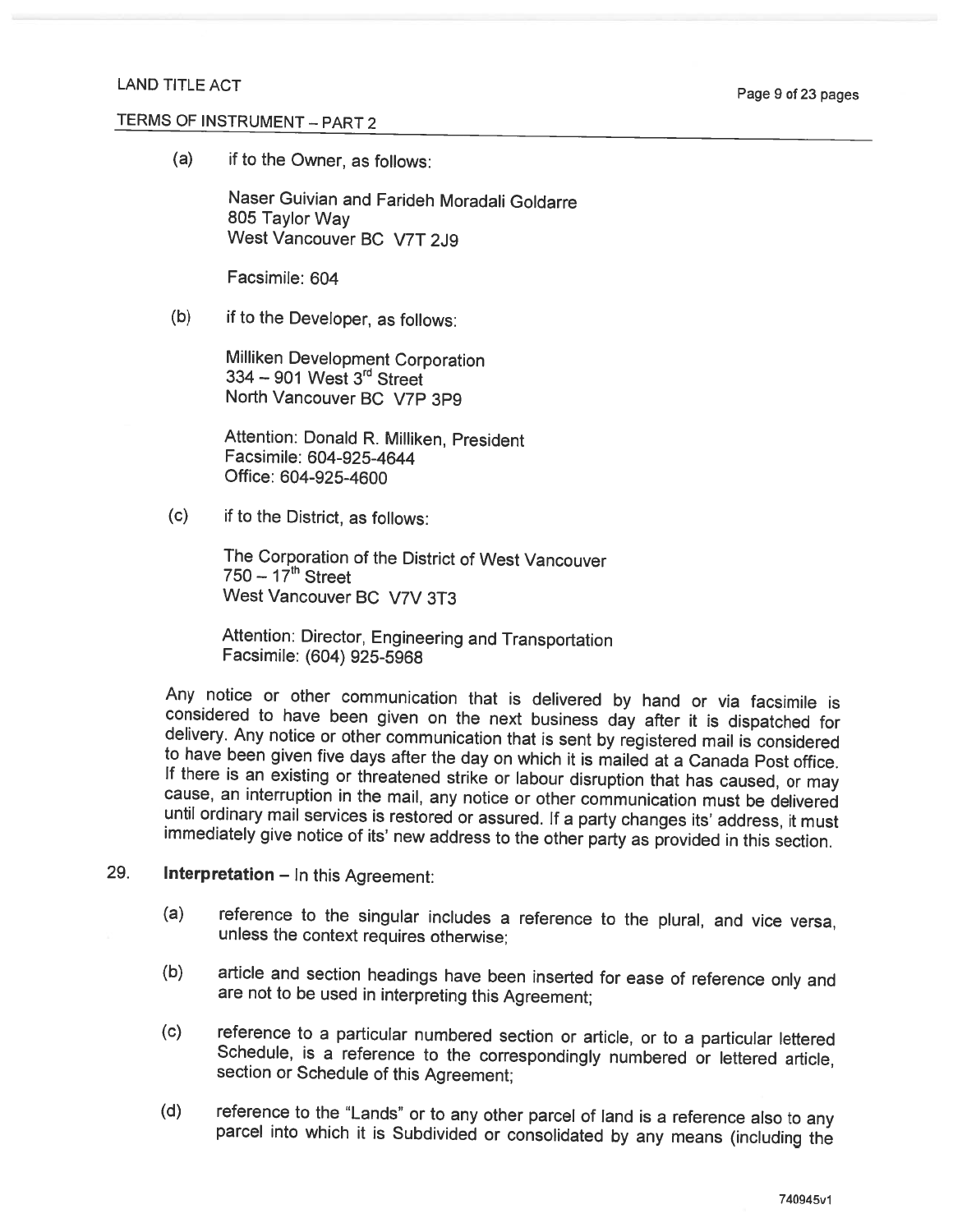(a) if to the Owner, as follows:

Naser Guivian and Farideh Moradali Goldarre
805 Taylor Way
West Vancouver BC V7T 2J9

Facsimile: 604

(b) if to the Developer, as follows:

Milliken Development Corporation
334 – 901 West 3rd Street
North Vancouver BC V7P 3P9

Attention: Donald R. Milliken, President
Facsimile: 604-925-4644
Office: 604-925-4600

(c) if to the District, as follows:

The Corporation of the District of West Vancouver
750 – 17th Street
West Vancouver BC V7V 3T3

Attention: Director, Engineering and Transportation
Facsimile: (604) 925-5968

Any notice or other communication that is delivered by hand or via facsimile is considered to have been given on the next business day after it is dispatched for delivery. Any notice or other communication that is sent by registered mail is considered to have been given five days after the day on which it is mailed at a Canada Post office. If there is an existing or threatened strike or labour disruption that has caused, or may cause, an interruption in the mail, any notice or other communication must be delivered until ordinary mail services is restored or assured. If a party changes its' address, it must immediately give notice of its' new address to the other party as provided in this section.

29. **Interpretation** – In this Agreement:

(a) reference to the singular includes a reference to the plural, and vice versa, unless the context requires otherwise;

(b) article and section headings have been inserted for ease of reference only and are not to be used in interpreting this Agreement;

(c) reference to a particular numbered section or article, or to a particular lettered Schedule, is a reference to the correspondingly numbered or lettered article, section or Schedule of this Agreement;

(d) reference to the "Lands" or to any other parcel of land is a reference also to any parcel into which it is Subdivided or consolidated by any means (including the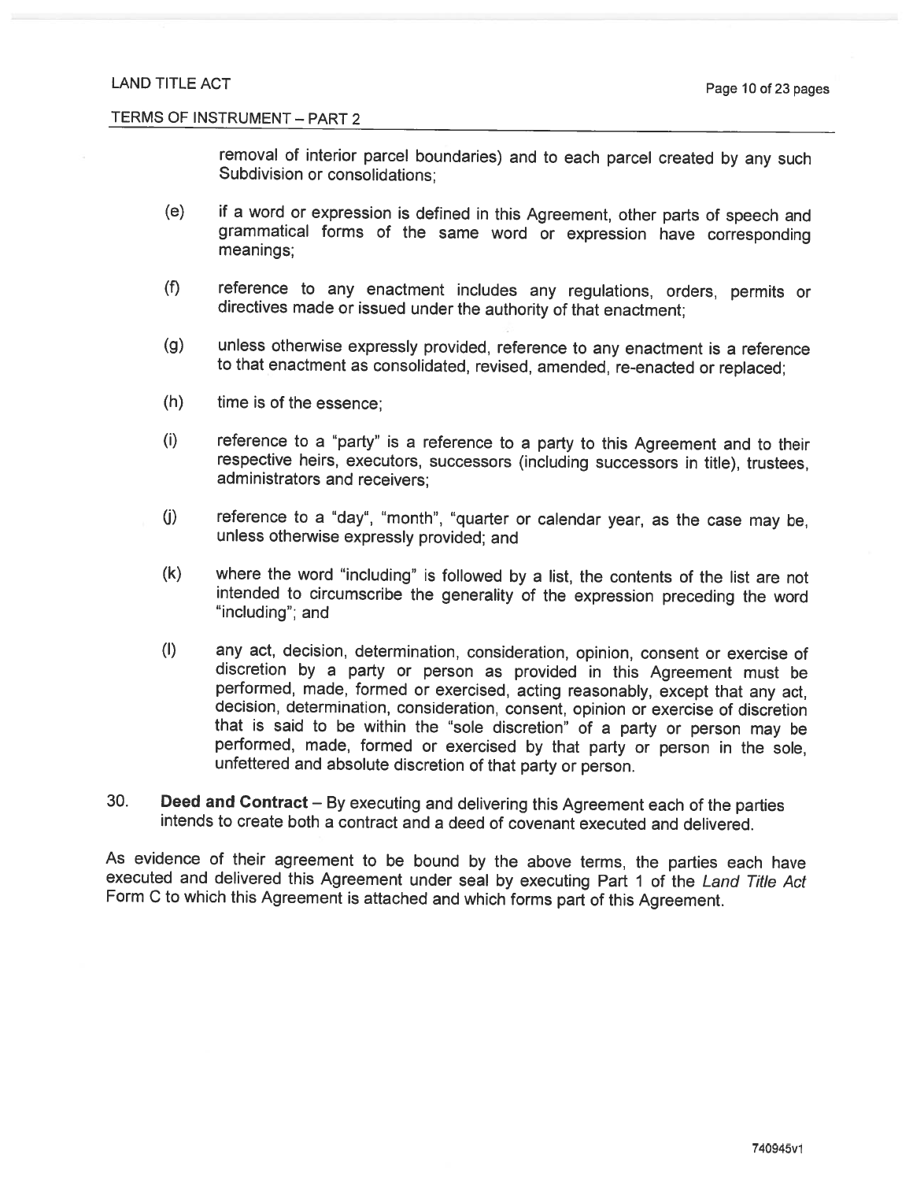removal of interior parcel boundaries) and to each parcel created by any such Subdivision or consolidations;

(e) if a word or expression is defined in this Agreement, other parts of speech and grammatical forms of the same word or expression have corresponding meanings;

(f) reference to any enactment includes any regulations, orders, permits or directives made or issued under the authority of that enactment;

(g) unless otherwise expressly provided, reference to any enactment is a reference to that enactment as consolidated, revised, amended, re-enacted or replaced;

(h) time is of the essence;

(i) reference to a "party" is a reference to a party to this Agreement and to their respective heirs, executors, successors (including successors in title), trustees, administrators and receivers;

(j) reference to a "day", "month", "quarter or calendar year, as the case may be, unless otherwise expressly provided; and

(k) where the word "including" is followed by a list, the contents of the list are not intended to circumscribe the generality of the expression preceding the word "including"; and

(l) any act, decision, determination, consideration, opinion, consent or exercise of discretion by a party or person as provided in this Agreement must be performed, made, formed or exercised, acting reasonably, except that any act, decision, determination, consideration, consent, opinion or exercise of discretion that is said to be within the "sole discretion" of a party or person may be performed, made, formed or exercised by that party or person in the sole, unfettered and absolute discretion of that party or person.

30. **Deed and Contract** – By executing and delivering this Agreement each of the parties intends to create both a contract and a deed of covenant executed and delivered.

As evidence of their agreement to be bound by the above terms, the parties each have executed and delivered this Agreement under seal by executing Part 1 of the *Land Title Act* Form C to which this Agreement is attached and which forms part of this Agreement.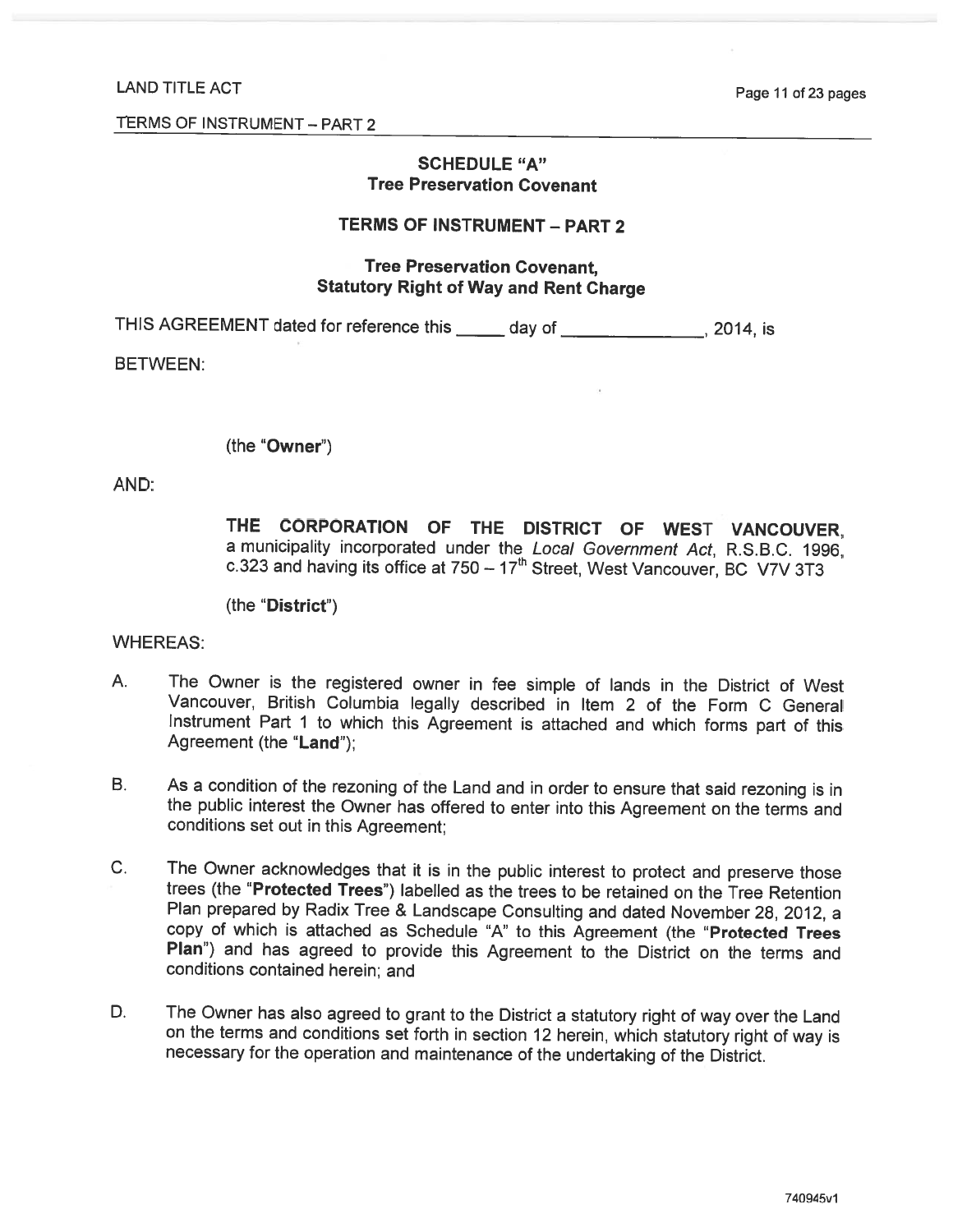SCHEDULE "A"
Tree Preservation Covenant

## TERMS OF INSTRUMENT – PART 2

### Tree Preservation Covenant, Statutory Right of Way and Rent Charge

THIS AGREEMENT dated for reference this _____ day of ______________, 2014, is

BETWEEN:

(the "**Owner**")

AND:

**THE CORPORATION OF THE DISTRICT OF WEST VANCOUVER,** a municipality incorporated under the *Local Government Act*, R.S.B.C. 1996, c.323 and having its office at 750 – 17th Street, West Vancouver, BC V7V 3T3

(the "**District**")

WHEREAS:

A. The Owner is the registered owner in fee simple of lands in the District of West Vancouver, British Columbia legally described in Item 2 of the Form C General Instrument Part 1 to which this Agreement is attached and which forms part of this Agreement (the "**Land**");

B. As a condition of the rezoning of the Land and in order to ensure that said rezoning is in the public interest the Owner has offered to enter into this Agreement on the terms and conditions set out in this Agreement;

C. The Owner acknowledges that it is in the public interest to protect and preserve those trees (the "**Protected Trees**") labelled as the trees to be retained on the Tree Retention Plan prepared by Radix Tree & Landscape Consulting and dated November 28, 2012, a copy of which is attached as Schedule "A" to this Agreement (the "**Protected Trees Plan**") and has agreed to provide this Agreement to the District on the terms and conditions contained herein; and

D. The Owner has also agreed to grant to the District a statutory right of way over the Land on the terms and conditions set forth in section 12 herein, which statutory right of way is necessary for the operation and maintenance of the undertaking of the District.

740945v1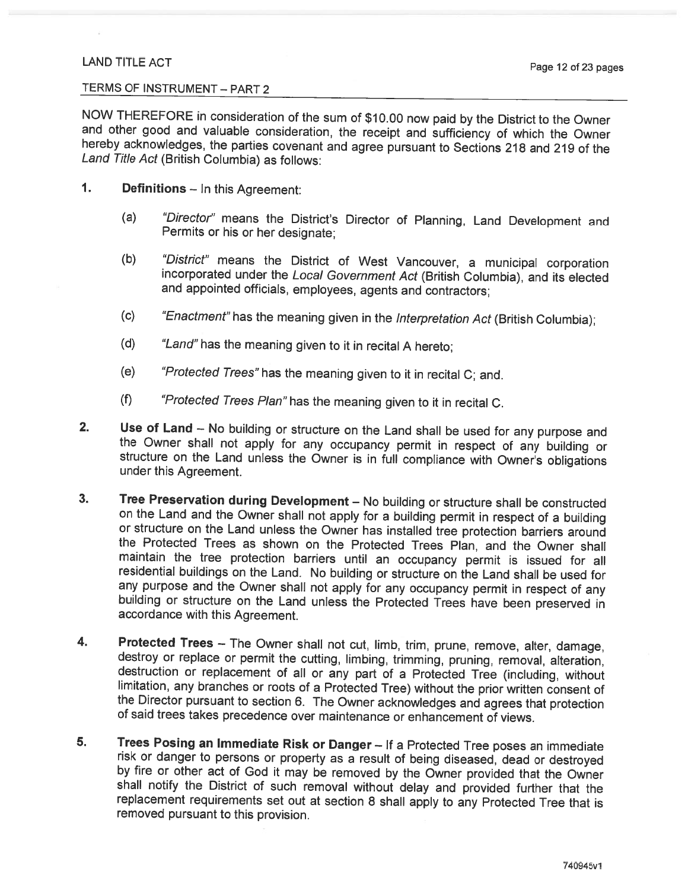LAND TITLE ACT

TERMS OF INSTRUMENT – PART 2

NOW THEREFORE in consideration of the sum of $10.00 now paid by the District to the Owner and other good and valuable consideration, the receipt and sufficiency of which the Owner hereby acknowledges, the parties covenant and agree pursuant to Sections 218 and 219 of the *Land Title Act* (British Columbia) as follows:

1. **Definitions** – In this Agreement:

   (a) *"Director"* means the District's Director of Planning, Land Development and Permits or his or her designate;

   (b) *"District"* means the District of West Vancouver, a municipal corporation incorporated under the *Local Government Act* (British Columbia), and its elected and appointed officials, employees, agents and contractors;

   (c) *"Enactment"* has the meaning given in the *Interpretation Act* (British Columbia);

   (d) *"Land"* has the meaning given to it in recital A hereto;

   (e) *"Protected Trees"* has the meaning given to it in recital C; and.

   (f) *"Protected Trees Plan"* has the meaning given to it in recital C.

2. **Use of Land** – No building or structure on the Land shall be used for any purpose and the Owner shall not apply for any occupancy permit in respect of any building or structure on the Land unless the Owner is in full compliance with Owner's obligations under this Agreement.

3. **Tree Preservation during Development** – No building or structure shall be constructed on the Land and the Owner shall not apply for a building permit in respect of a building or structure on the Land unless the Owner has installed tree protection barriers around the Protected Trees as shown on the Protected Trees Plan, and the Owner shall maintain the tree protection barriers until an occupancy permit is issued for all residential buildings on the Land. No building or structure on the Land shall be used for any purpose and the Owner shall not apply for any occupancy permit in respect of any building or structure on the Land unless the Protected Trees have been preserved in accordance with this Agreement.

4. **Protected Trees** – The Owner shall not cut, limb, trim, prune, remove, alter, damage, destroy or replace or permit the cutting, limbing, trimming, pruning, removal, alteration, destruction or replacement of all or any part of a Protected Tree (including, without limitation, any branches or roots of a Protected Tree) without the prior written consent of the Director pursuant to section 6. The Owner acknowledges and agrees that protection of said trees takes precedence over maintenance or enhancement of views.

5. **Trees Posing an Immediate Risk or Danger** – If a Protected Tree poses an immediate risk or danger to persons or property as a result of being diseased, dead or destroyed by fire or other act of God it may be removed by the Owner provided that the Owner shall notify the District of such removal without delay and provided further that the replacement requirements set out at section 8 shall apply to any Protected Tree that is removed pursuant to this provision.

740945v1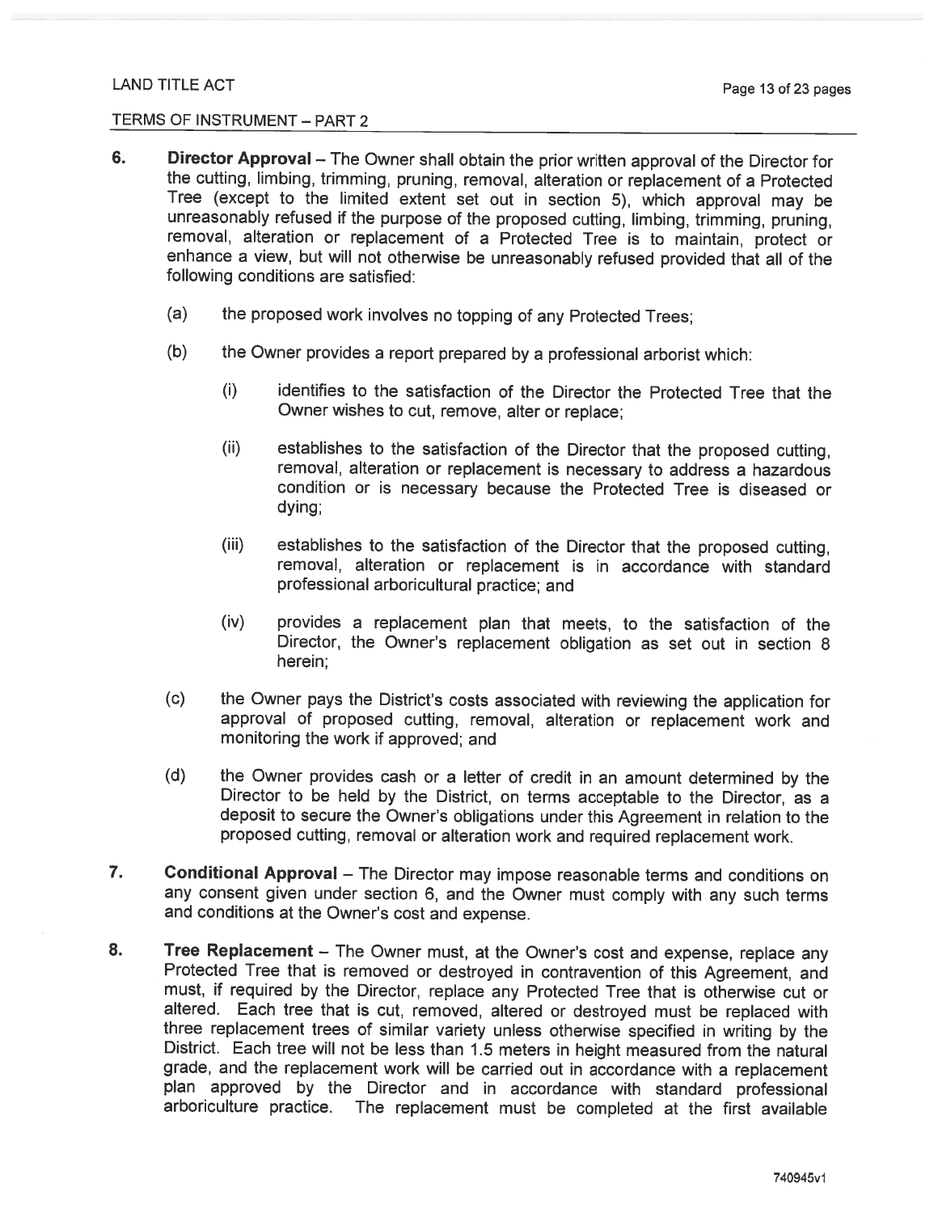LAND TITLE ACT

TERMS OF INSTRUMENT – PART 2

6. **Director Approval** – The Owner shall obtain the prior written approval of the Director for the cutting, limbing, trimming, pruning, removal, alteration or replacement of a Protected Tree (except to the limited extent set out in section 5), which approval may be unreasonably refused if the purpose of the proposed cutting, limbing, trimming, pruning, removal, alteration or replacement of a Protected Tree is to maintain, protect or enhance a view, but will not otherwise be unreasonably refused provided that all of the following conditions are satisfied:

   (a) the proposed work involves no topping of any Protected Trees;

   (b) the Owner provides a report prepared by a professional arborist which:

      (i) identifies to the satisfaction of the Director the Protected Tree that the Owner wishes to cut, remove, alter or replace;

      (ii) establishes to the satisfaction of the Director that the proposed cutting, removal, alteration or replacement is necessary to address a hazardous condition or is necessary because the Protected Tree is diseased or dying;

      (iii) establishes to the satisfaction of the Director that the proposed cutting, removal, alteration or replacement is in accordance with standard professional arboricultural practice; and

      (iv) provides a replacement plan that meets, to the satisfaction of the Director, the Owner's replacement obligation as set out in section 8 herein;

   (c) the Owner pays the District's costs associated with reviewing the application for approval of proposed cutting, removal, alteration or replacement work and monitoring the work if approved; and

   (d) the Owner provides cash or a letter of credit in an amount determined by the Director to be held by the District, on terms acceptable to the Director, as a deposit to secure the Owner's obligations under this Agreement in relation to the proposed cutting, removal or alteration work and required replacement work.

7. **Conditional Approval** – The Director may impose reasonable terms and conditions on any consent given under section 6, and the Owner must comply with any such terms and conditions at the Owner's cost and expense.

8. **Tree Replacement** – The Owner must, at the Owner's cost and expense, replace any Protected Tree that is removed or destroyed in contravention of this Agreement, and must, if required by the Director, replace any Protected Tree that is otherwise cut or altered. Each tree that is cut, removed, altered or destroyed must be replaced with three replacement trees of similar variety unless otherwise specified in writing by the District. Each tree will not be less than 1.5 meters in height measured from the natural grade, and the replacement work will be carried out in accordance with a replacement plan approved by the Director and in accordance with standard professional arboriculture practice. The replacement must be completed at the first available

740945v1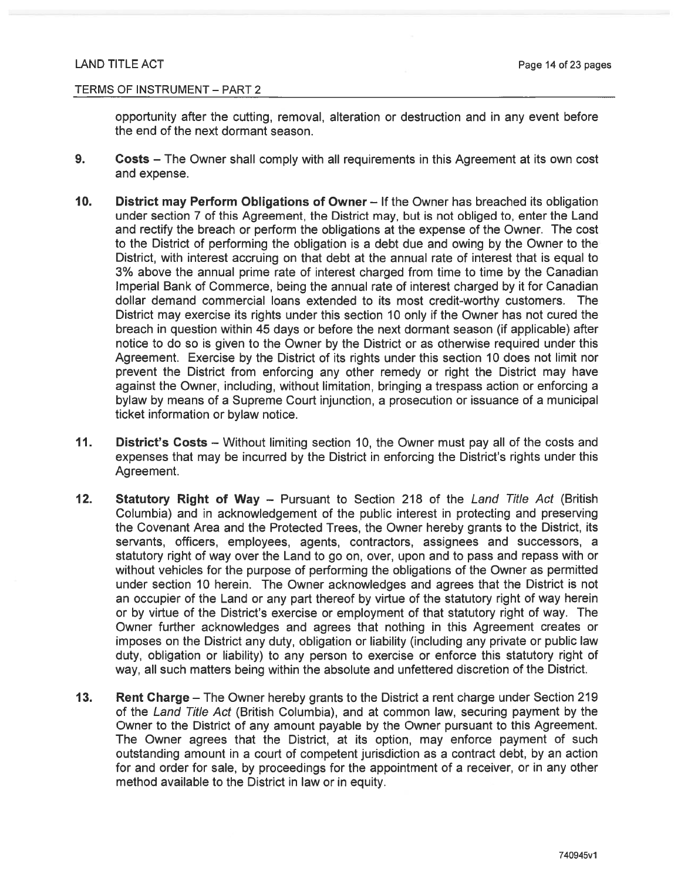opportunity after the cutting, removal, alteration or destruction and in any event before the end of the next dormant season.

9. **Costs** – The Owner shall comply with all requirements in this Agreement at its own cost and expense.

10. **District may Perform Obligations of Owner** – If the Owner has breached its obligation under section 7 of this Agreement, the District may, but is not obliged to, enter the Land and rectify the breach or perform the obligations at the expense of the Owner. The cost to the District of performing the obligation is a debt due and owing by the Owner to the District, with interest accruing on that debt at the annual rate of interest that is equal to 3% above the annual prime rate of interest charged from time to time by the Canadian Imperial Bank of Commerce, being the annual rate of interest charged by it for Canadian dollar demand commercial loans extended to its most credit-worthy customers. The District may exercise its rights under this section 10 only if the Owner has not cured the breach in question within 45 days or before the next dormant season (if applicable) after notice to do so is given to the Owner by the District or as otherwise required under this Agreement. Exercise by the District of its rights under this section 10 does not limit nor prevent the District from enforcing any other remedy or right the District may have against the Owner, including, without limitation, bringing a trespass action or enforcing a bylaw by means of a Supreme Court injunction, a prosecution or issuance of a municipal ticket information or bylaw notice.

11. **District's Costs** – Without limiting section 10, the Owner must pay all of the costs and expenses that may be incurred by the District in enforcing the District's rights under this Agreement.

12. **Statutory Right of Way** – Pursuant to Section 218 of the *Land Title Act* (British Columbia) and in acknowledgement of the public interest in protecting and preserving the Covenant Area and the Protected Trees, the Owner hereby grants to the District, its servants, officers, employees, agents, contractors, assignees and successors, a statutory right of way over the Land to go on, over, upon and to pass and repass with or without vehicles for the purpose of performing the obligations of the Owner as permitted under section 10 herein. The Owner acknowledges and agrees that the District is not an occupier of the Land or any part thereof by virtue of the statutory right of way herein or by virtue of the District's exercise or employment of that statutory right of way. The Owner further acknowledges and agrees that nothing in this Agreement creates or imposes on the District any duty, obligation or liability (including any private or public law duty, obligation or liability) to any person to exercise or enforce this statutory right of way, all such matters being within the absolute and unfettered discretion of the District.

13. **Rent Charge** – The Owner hereby grants to the District a rent charge under Section 219 of the *Land Title Act* (British Columbia), and at common law, securing payment by the Owner to the District of any amount payable by the Owner pursuant to this Agreement. The Owner agrees that the District, at its option, may enforce payment of such outstanding amount in a court of competent jurisdiction as a contract debt, by an action for and order for sale, by proceedings for the appointment of a receiver, or in any other method available to the District in law or in equity.

740945v1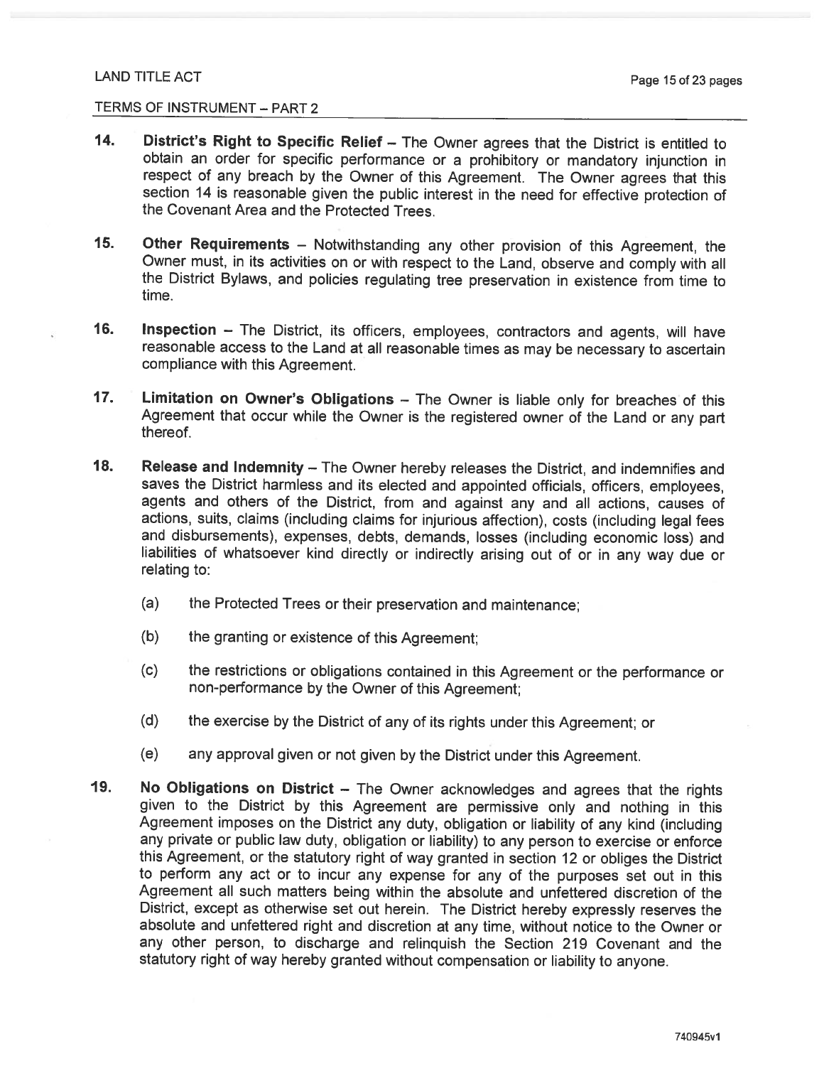LAND TITLE ACT

TERMS OF INSTRUMENT – PART 2

**14. District's Right to Specific Relief** – The Owner agrees that the District is entitled to obtain an order for specific performance or a prohibitory or mandatory injunction in respect of any breach by the Owner of this Agreement. The Owner agrees that this section 14 is reasonable given the public interest in the need for effective protection of the Covenant Area and the Protected Trees.

**15. Other Requirements** – Notwithstanding any other provision of this Agreement, the Owner must, in its activities on or with respect to the Land, observe and comply with all the District Bylaws, and policies regulating tree preservation in existence from time to time.

**16. Inspection** – The District, its officers, employees, contractors and agents, will have reasonable access to the Land at all reasonable times as may be necessary to ascertain compliance with this Agreement.

**17. Limitation on Owner's Obligations** – The Owner is liable only for breaches of this Agreement that occur while the Owner is the registered owner of the Land or any part thereof.

**18. Release and Indemnity** – The Owner hereby releases the District, and indemnifies and saves the District harmless and its elected and appointed officials, officers, employees, agents and others of the District, from and against any and all actions, causes of actions, suits, claims (including claims for injurious affection), costs (including legal fees and disbursements), expenses, debts, demands, losses (including economic loss) and liabilities of whatsoever kind directly or indirectly arising out of or in any way due or relating to:

(a) the Protected Trees or their preservation and maintenance;

(b) the granting or existence of this Agreement;

(c) the restrictions or obligations contained in this Agreement or the performance or non-performance by the Owner of this Agreement;

(d) the exercise by the District of any of its rights under this Agreement; or

(e) any approval given or not given by the District under this Agreement.

**19. No Obligations on District** – The Owner acknowledges and agrees that the rights given to the District by this Agreement are permissive only and nothing in this Agreement imposes on the District any duty, obligation or liability of any kind (including any private or public law duty, obligation or liability) to any person to exercise or enforce this Agreement, or the statutory right of way granted in section 12 or obliges the District to perform any act or to incur any expense for any of the purposes set out in this Agreement all such matters being within the absolute and unfettered discretion of the District, except as otherwise set out herein. The District hereby expressly reserves the absolute and unfettered right and discretion at any time, without notice to the Owner or any other person, to discharge and relinquish the Section 219 Covenant and the statutory right of way hereby granted without compensation or liability to anyone.

740945v1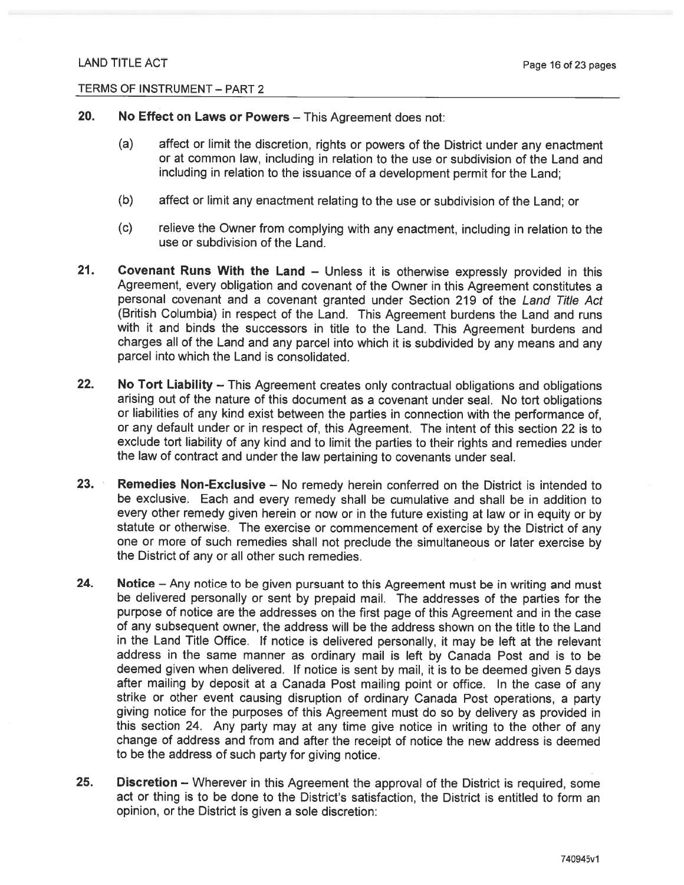20. **No Effect on Laws or Powers** – This Agreement does not:

    (a) affect or limit the discretion, rights or powers of the District under any enactment or at common law, including in relation to the use or subdivision of the Land and including in relation to the issuance of a development permit for the Land;

    (b) affect or limit any enactment relating to the use or subdivision of the Land; or

    (c) relieve the Owner from complying with any enactment, including in relation to the use or subdivision of the Land.

21. **Covenant Runs With the Land** – Unless it is otherwise expressly provided in this Agreement, every obligation and covenant of the Owner in this Agreement constitutes a personal covenant and a covenant granted under Section 219 of the *Land Title Act* (British Columbia) in respect of the Land. This Agreement burdens the Land and runs with it and binds the successors in title to the Land. This Agreement burdens and charges all of the Land and any parcel into which it is subdivided by any means and any parcel into which the Land is consolidated.

22. **No Tort Liability** – This Agreement creates only contractual obligations and obligations arising out of the nature of this document as a covenant under seal. No tort obligations or liabilities of any kind exist between the parties in connection with the performance of, or any default under or in respect of, this Agreement. The intent of this section 22 is to exclude tort liability of any kind and to limit the parties to their rights and remedies under the law of contract and under the law pertaining to covenants under seal.

23. **Remedies Non-Exclusive** – No remedy herein conferred on the District is intended to be exclusive. Each and every remedy shall be cumulative and shall be in addition to every other remedy given herein or now or in the future existing at law or in equity or by statute or otherwise. The exercise or commencement of exercise by the District of any one or more of such remedies shall not preclude the simultaneous or later exercise by the District of any or all other such remedies.

24. **Notice** – Any notice to be given pursuant to this Agreement must be in writing and must be delivered personally or sent by prepaid mail. The addresses of the parties for the purpose of notice are the addresses on the first page of this Agreement and in the case of any subsequent owner, the address will be the address shown on the title to the Land in the Land Title Office. If notice is delivered personally, it may be left at the relevant address in the same manner as ordinary mail is left by Canada Post and is to be deemed given when delivered. If notice is sent by mail, it is to be deemed given 5 days after mailing by deposit at a Canada Post mailing point or office. In the case of any strike or other event causing disruption of ordinary Canada Post operations, a party giving notice for the purposes of this Agreement must do so by delivery as provided in this section 24. Any party may at any time give notice in writing to the other of any change of address and from and after the receipt of notice the new address is deemed to be the address of such party for giving notice.

25. **Discretion** – Wherever in this Agreement the approval of the District is required, some act or thing is to be done to the District's satisfaction, the District is entitled to form an opinion, or the District is given a sole discretion:

740945v1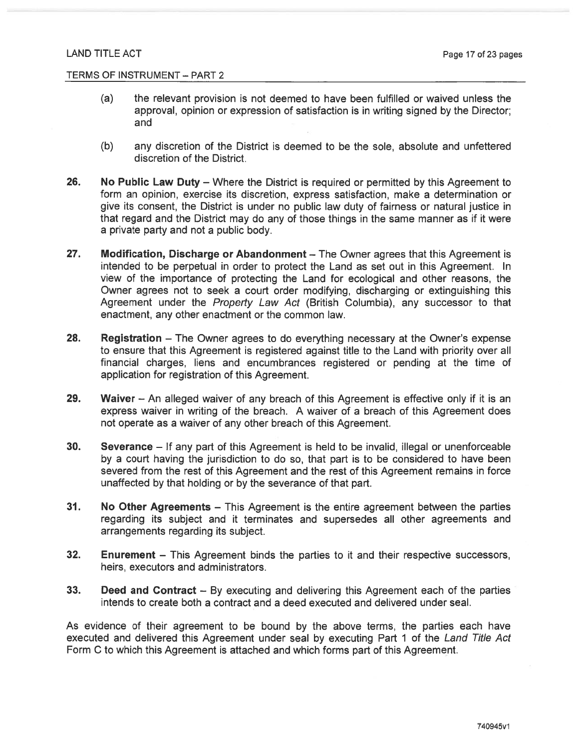(a) the relevant provision is not deemed to have been fulfilled or waived unless the approval, opinion or expression of satisfaction is in writing signed by the Director; and

(b) any discretion of the District is deemed to be the sole, absolute and unfettered discretion of the District.

**26. No Public Law Duty** – Where the District is required or permitted by this Agreement to form an opinion, exercise its discretion, express satisfaction, make a determination or give its consent, the District is under no public law duty of fairness or natural justice in that regard and the District may do any of those things in the same manner as if it were a private party and not a public body.

**27. Modification, Discharge or Abandonment** – The Owner agrees that this Agreement is intended to be perpetual in order to protect the Land as set out in this Agreement. In view of the importance of protecting the Land for ecological and other reasons, the Owner agrees not to seek a court order modifying, discharging or extinguishing this Agreement under the *Property Law Act* (British Columbia), any successor to that enactment, any other enactment or the common law.

**28. Registration** – The Owner agrees to do everything necessary at the Owner's expense to ensure that this Agreement is registered against title to the Land with priority over all financial charges, liens and encumbrances registered or pending at the time of application for registration of this Agreement.

**29. Waiver** – An alleged waiver of any breach of this Agreement is effective only if it is an express waiver in writing of the breach. A waiver of a breach of this Agreement does not operate as a waiver of any other breach of this Agreement.

**30. Severance** – If any part of this Agreement is held to be invalid, illegal or unenforceable by a court having the jurisdiction to do so, that part is to be considered to have been severed from the rest of this Agreement and the rest of this Agreement remains in force unaffected by that holding or by the severance of that part.

**31. No Other Agreements** – This Agreement is the entire agreement between the parties regarding its subject and it terminates and supersedes all other agreements and arrangements regarding its subject.

**32. Enurement** – This Agreement binds the parties to it and their respective successors, heirs, executors and administrators.

**33. Deed and Contract** – By executing and delivering this Agreement each of the parties intends to create both a contract and a deed executed and delivered under seal.

As evidence of their agreement to be bound by the above terms, the parties each have executed and delivered this Agreement under seal by executing Part 1 of the *Land Title Act* Form C to which this Agreement is attached and which forms part of this Agreement.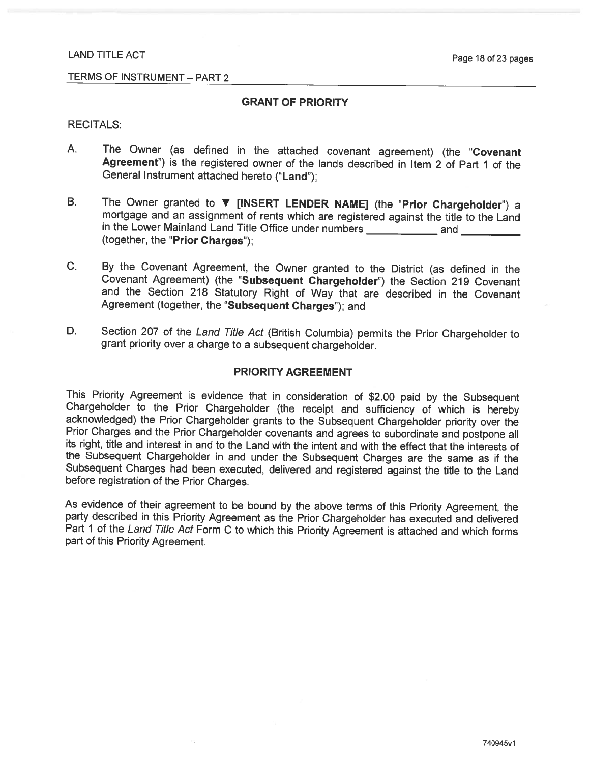LAND TITLE ACT

TERMS OF INSTRUMENT – PART 2

## GRANT OF PRIORITY

RECITALS:

A. The Owner (as defined in the attached covenant agreement) (the "**Covenant Agreement**") is the registered owner of the lands described in Item 2 of Part 1 of the General Instrument attached hereto ("**Land**");

B. The Owner granted to ▼ **[INSERT LENDER NAME]** (the "**Prior Chargeholder**") a mortgage and an assignment of rents which are registered against the title to the Land in the Lower Mainland Land Title Office under numbers ___________ and __________ (together, the "**Prior Charges**");

C. By the Covenant Agreement, the Owner granted to the District (as defined in the Covenant Agreement) (the "**Subsequent Chargeholder**") the Section 219 Covenant and the Section 218 Statutory Right of Way that are described in the Covenant Agreement (together, the "**Subsequent Charges**"); and

D. Section 207 of the *Land Title Act* (British Columbia) permits the Prior Chargeholder to grant priority over a charge to a subsequent chargeholder.

## PRIORITY AGREEMENT

This Priority Agreement is evidence that in consideration of $2.00 paid by the Subsequent Chargeholder to the Prior Chargeholder (the receipt and sufficiency of which is hereby acknowledged) the Prior Chargeholder grants to the Subsequent Chargeholder priority over the Prior Charges and the Prior Chargeholder covenants and agrees to subordinate and postpone all its right, title and interest in and to the Land with the intent and with the effect that the interests of the Subsequent Chargeholder in and under the Subsequent Charges are the same as if the Subsequent Charges had been executed, delivered and registered against the title to the Land before registration of the Prior Charges.

As evidence of their agreement to be bound by the above terms of this Priority Agreement, the party described in this Priority Agreement as the Prior Chargeholder has executed and delivered Part 1 of the *Land Title Act* Form C to which this Priority Agreement is attached and which forms part of this Priority Agreement.

740945v1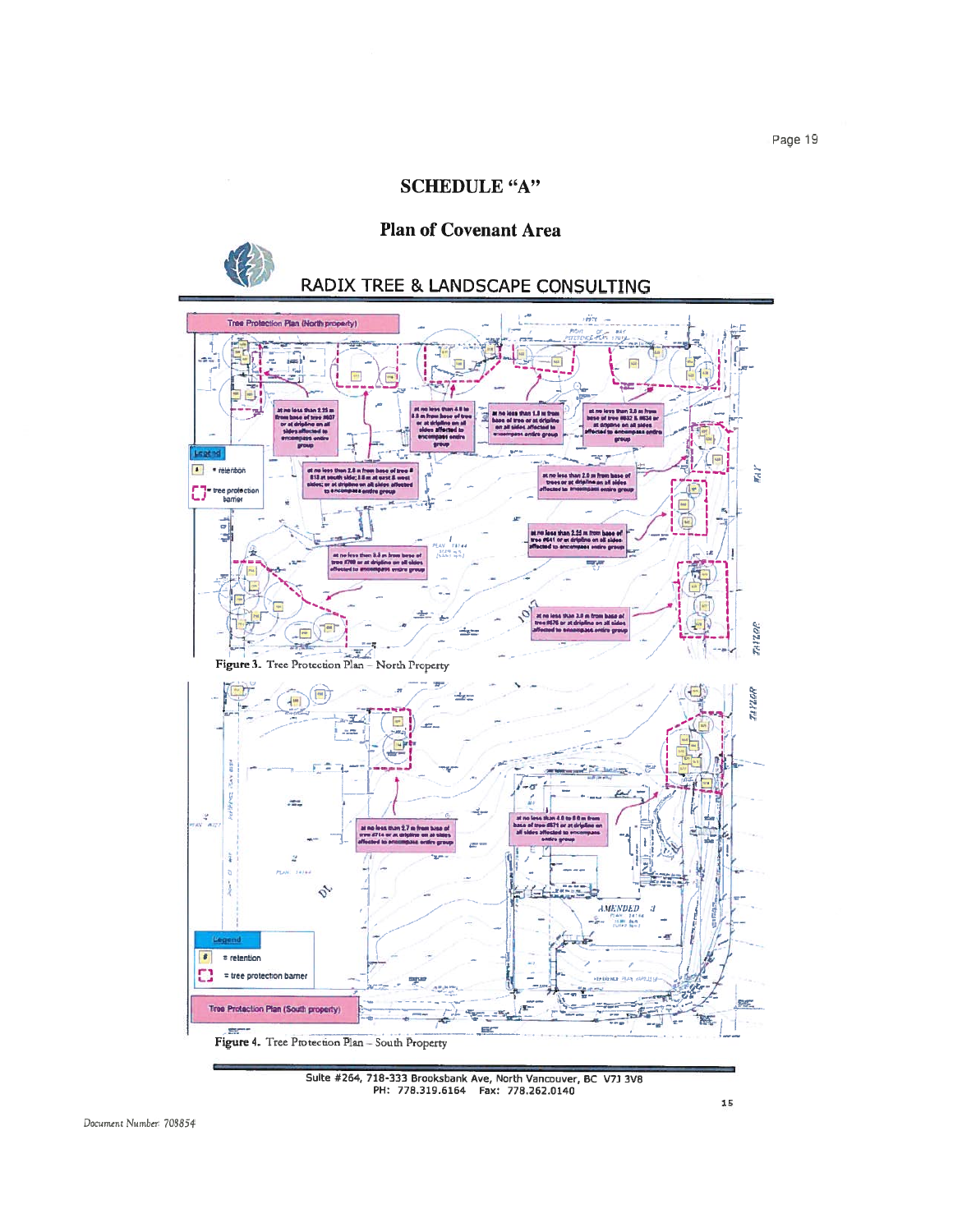# SCHEDULE "A"

## Plan of Covenant Area

RADIX TREE & LANDSCAPE CONSULTING

Tree Protection Plan (North property)

Legend
- # = retention
- = tree protection barrier

at no less than 2.25 m from base of tree #607 or at dripline on all sides affected to encompass entire group

at no less than 4.0 to 5.5 m from base of tree or at dripline on all sides affected to encompass entire group

at no less than 1.5 m from base of tree or at dripline on all sides affected to encompass entire group

at no less than 3.0 m from base of tree #632 & #634 or at dripline on all sides affected to encompass entire group

at no less than 2.0 m from base of tree #613 at south side; 5.0 m at east & west sides; or at dripline on all sides affected to encompass entire group

at no less than 2.0 m from base of trees or at dripline on all sides affected to encompass entire group

at no less than 2.25 m from base of tree #641 or at dripline on all sides affected to encompass entire group

at no less than 3.3 m from base of tree #700 or at dripline on all sides affected to encompass entire group

at no less than 3.0 m from base of tree #676 or at dripline on all sides affected to encompass entire group

Figure 3. Tree Protection Plan – North Property

at no less than 2.7 m from base of tree #714 or at dripline on all sides affected to encompass entire group

at no less than 4.0 to 5.0 m from base of tree #671 or at dripline on all sides affected to encompass entire group

Legend
- # = retention
- = tree protection barrier

Tree Protection Plan (South property)

Figure 4. Tree Protection Plan – South Property

Suite #264, 718-333 Brooksbank Ave, North Vancouver, BC V7J 3V8
PH: 778.319.6164 Fax: 778.262.0140

Document Number: 708854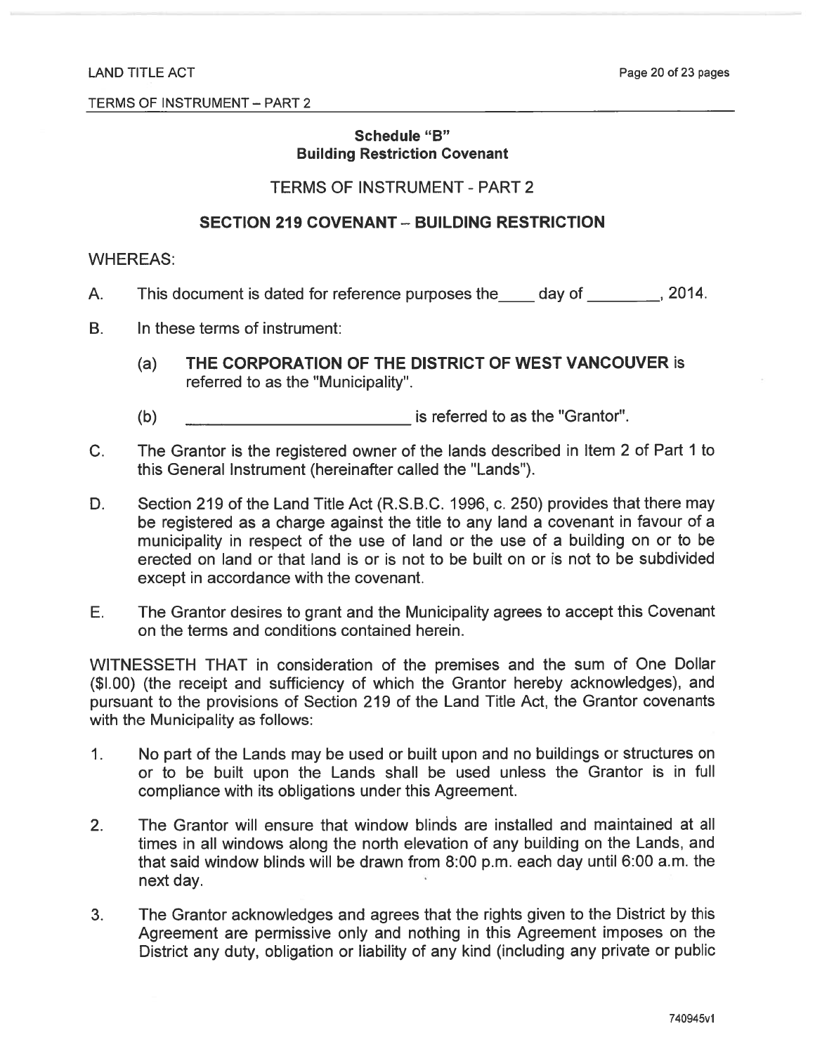TERMS OF INSTRUMENT – PART 2

## Schedule "B"
## Building Restriction Covenant

### TERMS OF INSTRUMENT - PART 2

### SECTION 219 COVENANT – BUILDING RESTRICTION

WHEREAS:

A. This document is dated for reference purposes the\_\_\_\_ day of \_\_\_\_\_\_\_\_, 2014.

B. In these terms of instrument:

   (a) **THE CORPORATION OF THE DISTRICT OF WEST VANCOUVER** is referred to as the "Municipality".

   (b) \_\_\_\_\_\_\_\_\_\_\_\_\_\_\_\_\_\_\_\_\_\_\_\_\_ is referred to as the "Grantor".

C. The Grantor is the registered owner of the lands described in Item 2 of Part 1 to this General Instrument (hereinafter called the "Lands").

D. Section 219 of the Land Title Act (R.S.B.C. 1996, c. 250) provides that there may be registered as a charge against the title to any land a covenant in favour of a municipality in respect of the use of land or the use of a building on or to be erected on land or that land is or is not to be built on or is not to be subdivided except in accordance with the covenant.

E. The Grantor desires to grant and the Municipality agrees to accept this Covenant on the terms and conditions contained herein.

WITNESSETH THAT in consideration of the premises and the sum of One Dollar ($I.00) (the receipt and sufficiency of which the Grantor hereby acknowledges), and pursuant to the provisions of Section 219 of the Land Title Act, the Grantor covenants with the Municipality as follows:

1. No part of the Lands may be used or built upon and no buildings or structures on or to be built upon the Lands shall be used unless the Grantor is in full compliance with its obligations under this Agreement.

2. The Grantor will ensure that window blinds are installed and maintained at all times in all windows along the north elevation of any building on the Lands, and that said window blinds will be drawn from 8:00 p.m. each day until 6:00 a.m. the next day.

3. The Grantor acknowledges and agrees that the rights given to the District by this Agreement are permissive only and nothing in this Agreement imposes on the District any duty, obligation or liability of any kind (including any private or public

740945v1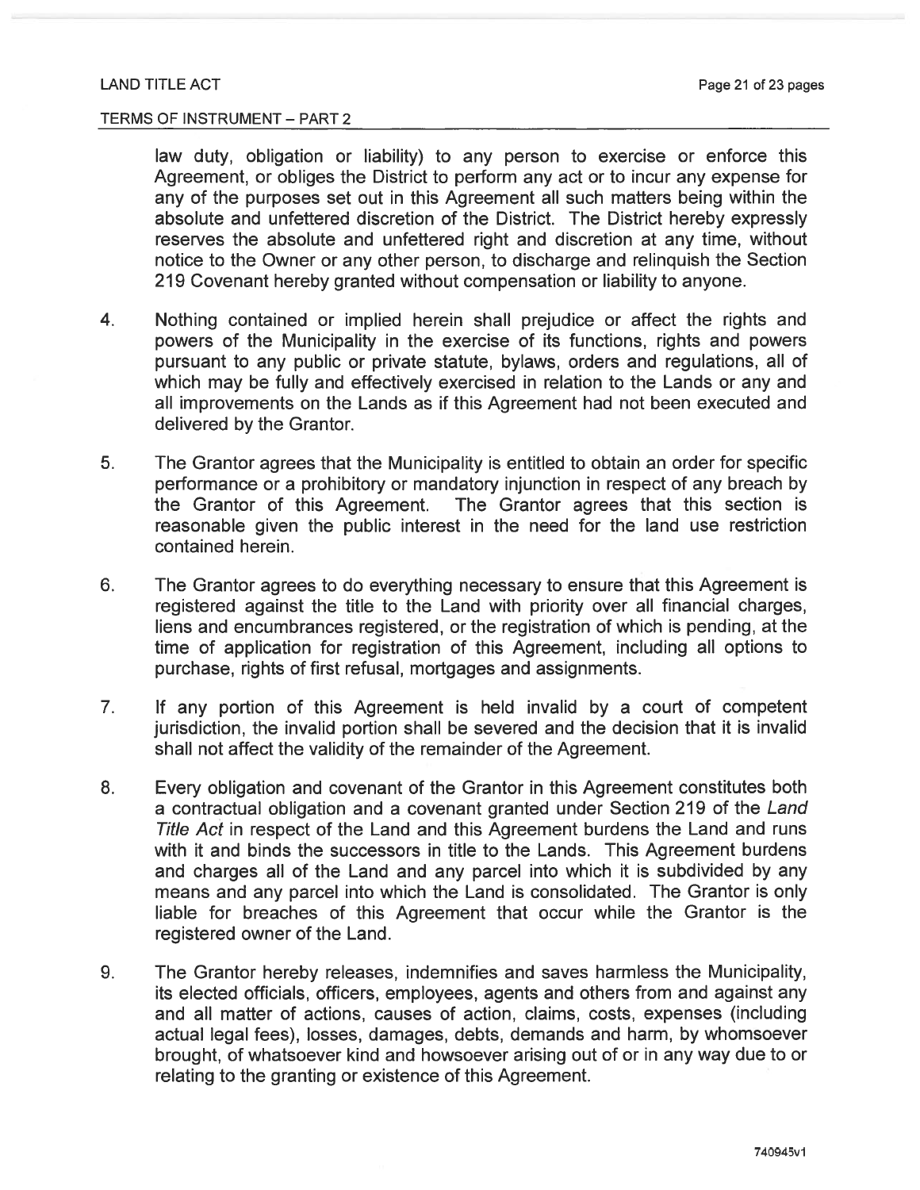law duty, obligation or liability) to any person to exercise or enforce this Agreement, or obliges the District to perform any act or to incur any expense for any of the purposes set out in this Agreement all such matters being within the absolute and unfettered discretion of the District. The District hereby expressly reserves the absolute and unfettered right and discretion at any time, without notice to the Owner or any other person, to discharge and relinquish the Section 219 Covenant hereby granted without compensation or liability to anyone.

4. Nothing contained or implied herein shall prejudice or affect the rights and powers of the Municipality in the exercise of its functions, rights and powers pursuant to any public or private statute, bylaws, orders and regulations, all of which may be fully and effectively exercised in relation to the Lands or any and all improvements on the Lands as if this Agreement had not been executed and delivered by the Grantor.

5. The Grantor agrees that the Municipality is entitled to obtain an order for specific performance or a prohibitory or mandatory injunction in respect of any breach by the Grantor of this Agreement. The Grantor agrees that this section is reasonable given the public interest in the need for the land use restriction contained herein.

6. The Grantor agrees to do everything necessary to ensure that this Agreement is registered against the title to the Land with priority over all financial charges, liens and encumbrances registered, or the registration of which is pending, at the time of application for registration of this Agreement, including all options to purchase, rights of first refusal, mortgages and assignments.

7. If any portion of this Agreement is held invalid by a court of competent jurisdiction, the invalid portion shall be severed and the decision that it is invalid shall not affect the validity of the remainder of the Agreement.

8. Every obligation and covenant of the Grantor in this Agreement constitutes both a contractual obligation and a covenant granted under Section 219 of the *Land Title Act* in respect of the Land and this Agreement burdens the Land and runs with it and binds the successors in title to the Lands. This Agreement burdens and charges all of the Land and any parcel into which it is subdivided by any means and any parcel into which the Land is consolidated. The Grantor is only liable for breaches of this Agreement that occur while the Grantor is the registered owner of the Land.

9. The Grantor hereby releases, indemnifies and saves harmless the Municipality, its elected officials, officers, employees, agents and others from and against any and all matter of actions, causes of action, claims, costs, expenses (including actual legal fees), losses, damages, debts, demands and harm, by whomsoever brought, of whatsoever kind and howsoever arising out of or in any way due to or relating to the granting or existence of this Agreement.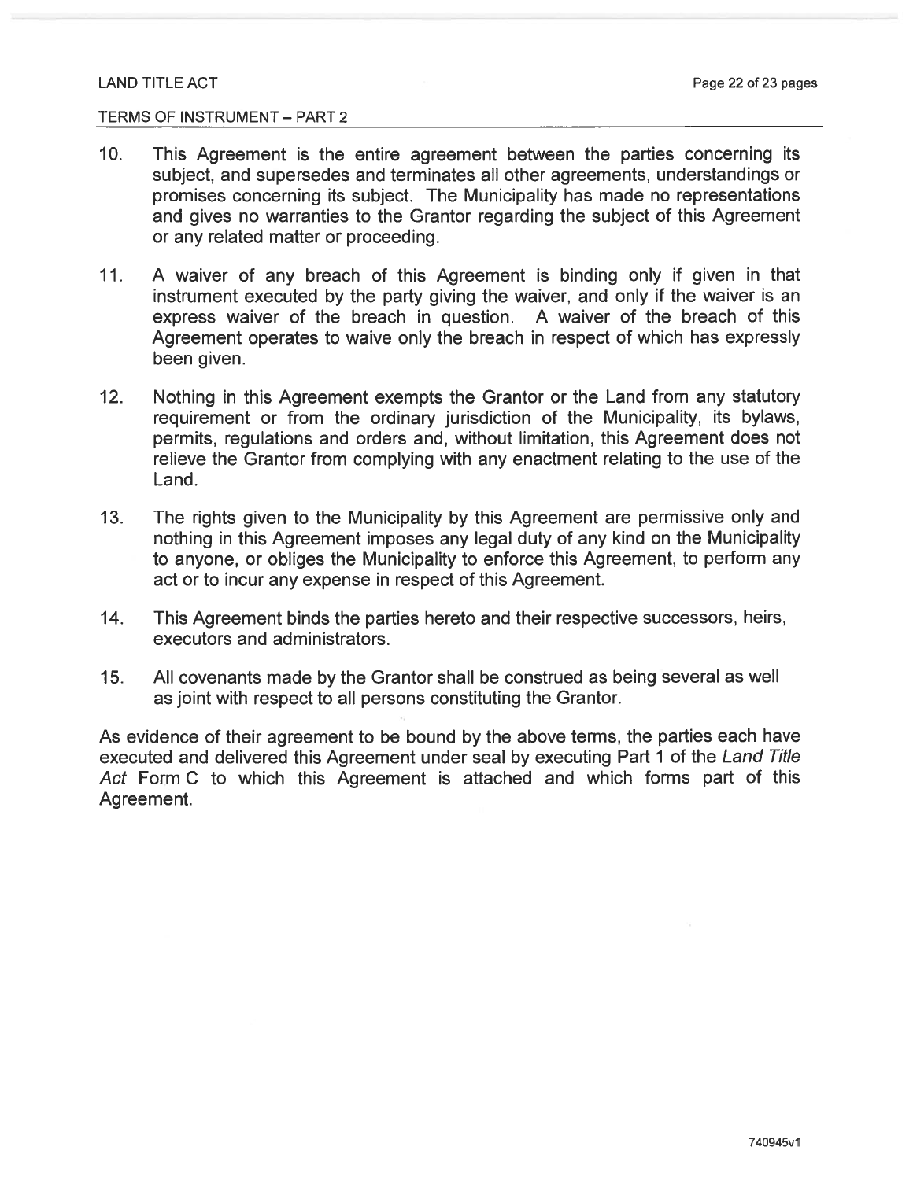LAND TITLE ACT

TERMS OF INSTRUMENT – PART 2

10. This Agreement is the entire agreement between the parties concerning its subject, and supersedes and terminates all other agreements, understandings or promises concerning its subject. The Municipality has made no representations and gives no warranties to the Grantor regarding the subject of this Agreement or any related matter or proceeding.

11. A waiver of any breach of this Agreement is binding only if given in that instrument executed by the party giving the waiver, and only if the waiver is an express waiver of the breach in question. A waiver of the breach of this Agreement operates to waive only the breach in respect of which has expressly been given.

12. Nothing in this Agreement exempts the Grantor or the Land from any statutory requirement or from the ordinary jurisdiction of the Municipality, its bylaws, permits, regulations and orders and, without limitation, this Agreement does not relieve the Grantor from complying with any enactment relating to the use of the Land.

13. The rights given to the Municipality by this Agreement are permissive only and nothing in this Agreement imposes any legal duty of any kind on the Municipality to anyone, or obliges the Municipality to enforce this Agreement, to perform any act or to incur any expense in respect of this Agreement.

14. This Agreement binds the parties hereto and their respective successors, heirs, executors and administrators.

15. All covenants made by the Grantor shall be construed as being several as well as joint with respect to all persons constituting the Grantor.

As evidence of their agreement to be bound by the above terms, the parties each have executed and delivered this Agreement under seal by executing Part 1 of the *Land Title Act* Form C to which this Agreement is attached and which forms part of this Agreement.

740945v1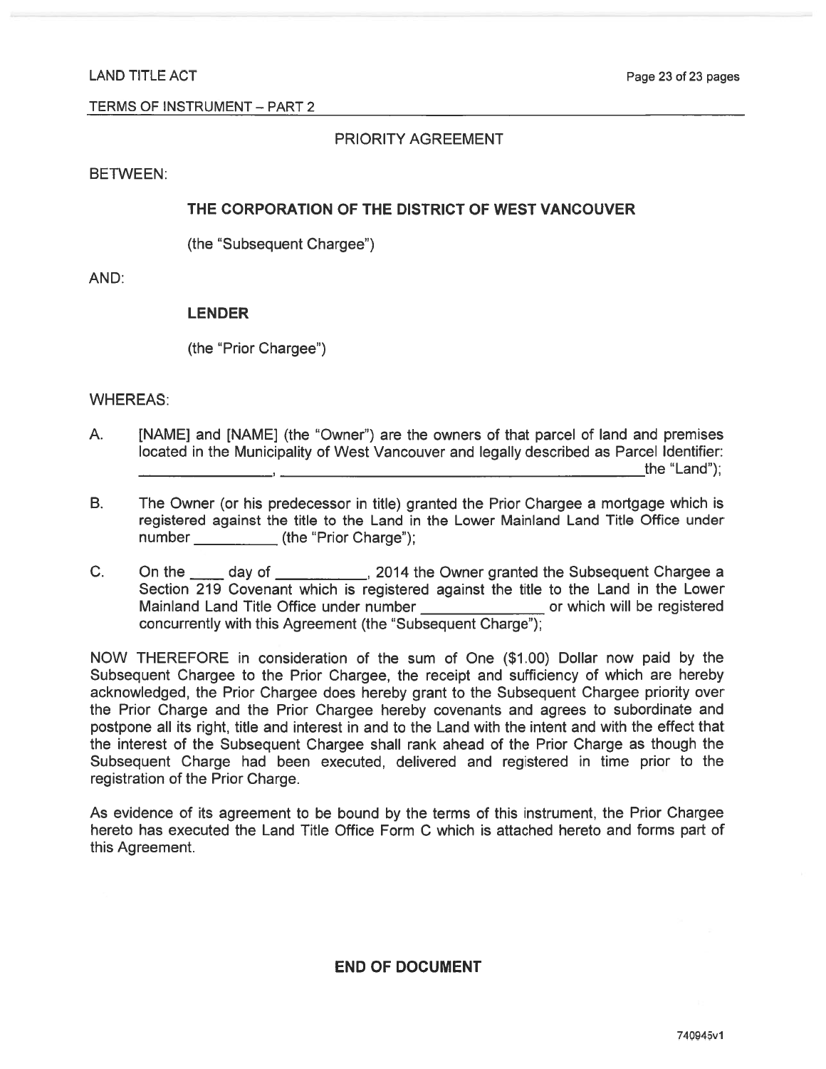LAND TITLE ACT

TERMS OF INSTRUMENT – PART 2

## PRIORITY AGREEMENT

BETWEEN:

**THE CORPORATION OF THE DISTRICT OF WEST VANCOUVER**

(the "Subsequent Chargee")

AND:

**LENDER**

(the "Prior Chargee")

WHEREAS:

A. [NAME] and [NAME] (the "Owner") are the owners of that parcel of land and premises located in the Municipality of West Vancouver and legally described as Parcel Identifier: ________________, ______________________________________________the "Land");

B. The Owner (or his predecessor in title) granted the Prior Chargee a mortgage which is registered against the title to the Land in the Lower Mainland Land Title Office under number __________ (the "Prior Charge");

C. On the ____ day of __________, 2014 the Owner granted the Subsequent Chargee a Section 219 Covenant which is registered against the title to the Land in the Lower Mainland Land Title Office under number ______________ or which will be registered concurrently with this Agreement (the "Subsequent Charge");

NOW THEREFORE in consideration of the sum of One ($1.00) Dollar now paid by the Subsequent Chargee to the Prior Chargee, the receipt and sufficiency of which are hereby acknowledged, the Prior Chargee does hereby grant to the Subsequent Chargee priority over the Prior Charge and the Prior Chargee hereby covenants and agrees to subordinate and postpone all its right, title and interest in and to the Land with the intent and with the effect that the interest of the Subsequent Chargee shall rank ahead of the Prior Charge as though the Subsequent Charge had been executed, delivered and registered in time prior to the registration of the Prior Charge.

As evidence of its agreement to be bound by the terms of this instrument, the Prior Chargee hereto has executed the Land Title Office Form C which is attached hereto and forms part of this Agreement.

**END OF DOCUMENT**

740945v1